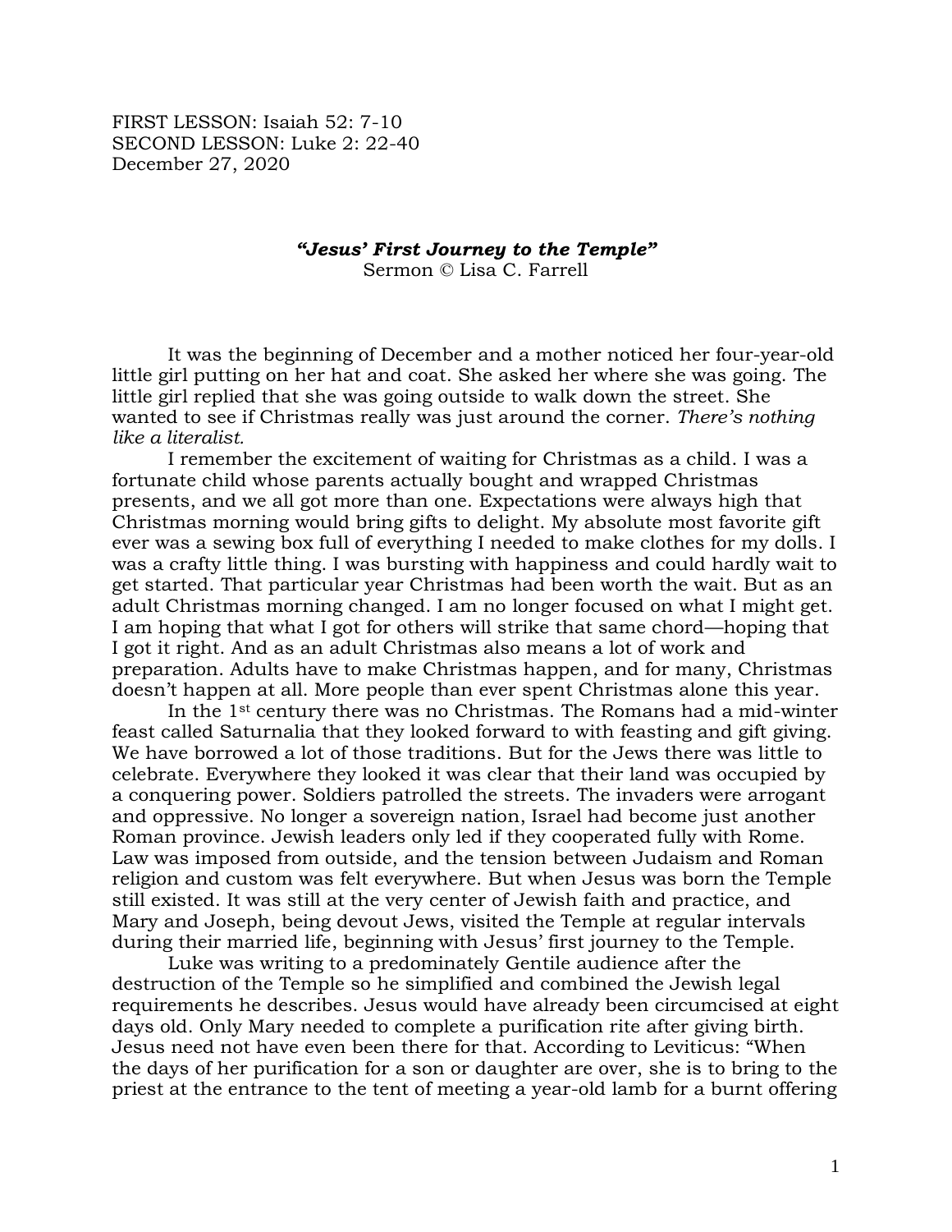FIRST LESSON: Isaiah 52: 7-10
SECOND LESSON: Luke 2: 22-40
December 27, 2020

# *"Jesus' First Journey to the Temple"*

Sermon © Lisa C. Farrell

It was the beginning of December and a mother noticed her four-year-old little girl putting on her hat and coat. She asked her where she was going. The little girl replied that she was going outside to walk down the street. She wanted to see if Christmas really was just around the corner. *There's nothing like a literalist.*

I remember the excitement of waiting for Christmas as a child. I was a fortunate child whose parents actually bought and wrapped Christmas presents, and we all got more than one. Expectations were always high that Christmas morning would bring gifts to delight. My absolute most favorite gift ever was a sewing box full of everything I needed to make clothes for my dolls. I was a crafty little thing. I was bursting with happiness and could hardly wait to get started. That particular year Christmas had been worth the wait. But as an adult Christmas morning changed. I am no longer focused on what I might get. I am hoping that what I got for others will strike that same chord—hoping that I got it right. And as an adult Christmas also means a lot of work and preparation. Adults have to make Christmas happen, and for many, Christmas doesn't happen at all. More people than ever spent Christmas alone this year.

In the 1st century there was no Christmas. The Romans had a mid-winter feast called Saturnalia that they looked forward to with feasting and gift giving. We have borrowed a lot of those traditions. But for the Jews there was little to celebrate. Everywhere they looked it was clear that their land was occupied by a conquering power. Soldiers patrolled the streets. The invaders were arrogant and oppressive. No longer a sovereign nation, Israel had become just another Roman province. Jewish leaders only led if they cooperated fully with Rome. Law was imposed from outside, and the tension between Judaism and Roman religion and custom was felt everywhere. But when Jesus was born the Temple still existed. It was still at the very center of Jewish faith and practice, and Mary and Joseph, being devout Jews, visited the Temple at regular intervals during their married life, beginning with Jesus' first journey to the Temple.

Luke was writing to a predominately Gentile audience after the destruction of the Temple so he simplified and combined the Jewish legal requirements he describes. Jesus would have already been circumcised at eight days old. Only Mary needed to complete a purification rite after giving birth. Jesus need not have even been there for that. According to Leviticus: "When the days of her purification for a son or daughter are over, she is to bring to the priest at the entrance to the tent of meeting a year-old lamb for a burnt offering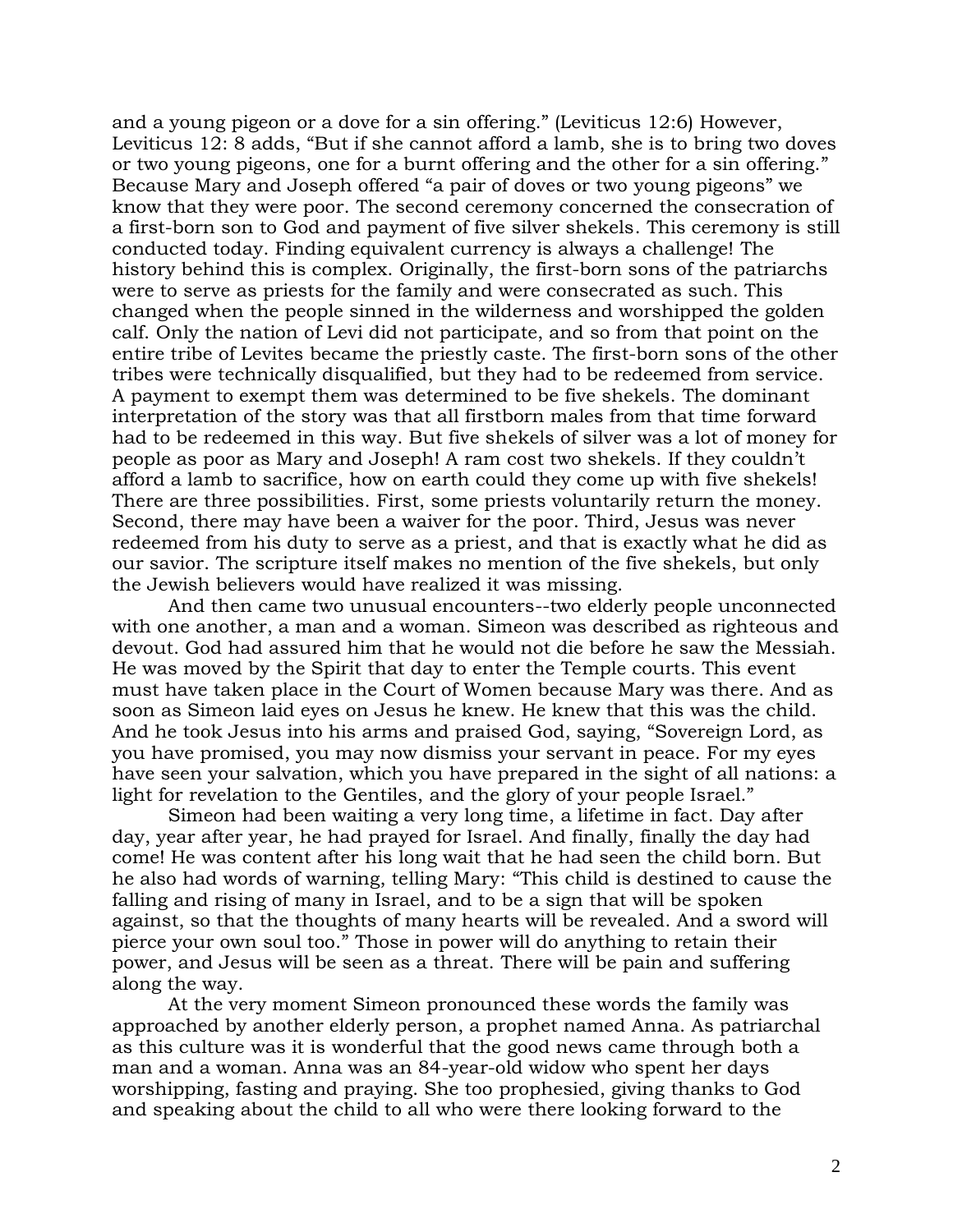and a young pigeon or a dove for a sin offering." (Leviticus 12:6) However, Leviticus 12: 8 adds, "But if she cannot afford a lamb, she is to bring two doves or two young pigeons, one for a burnt offering and the other for a sin offering." Because Mary and Joseph offered "a pair of doves or two young pigeons" we know that they were poor. The second ceremony concerned the consecration of a first-born son to God and payment of five silver shekels. This ceremony is still conducted today. Finding equivalent currency is always a challenge! The history behind this is complex. Originally, the first-born sons of the patriarchs were to serve as priests for the family and were consecrated as such. This changed when the people sinned in the wilderness and worshipped the golden calf. Only the nation of Levi did not participate, and so from that point on the entire tribe of Levites became the priestly caste. The first-born sons of the other tribes were technically disqualified, but they had to be redeemed from service. A payment to exempt them was determined to be five shekels. The dominant interpretation of the story was that all firstborn males from that time forward had to be redeemed in this way. But five shekels of silver was a lot of money for people as poor as Mary and Joseph! A ram cost two shekels. If they couldn't afford a lamb to sacrifice, how on earth could they come up with five shekels! There are three possibilities. First, some priests voluntarily return the money. Second, there may have been a waiver for the poor. Third, Jesus was never redeemed from his duty to serve as a priest, and that is exactly what he did as our savior. The scripture itself makes no mention of the five shekels, but only the Jewish believers would have realized it was missing.

And then came two unusual encounters--two elderly people unconnected with one another, a man and a woman. Simeon was described as righteous and devout. God had assured him that he would not die before he saw the Messiah. He was moved by the Spirit that day to enter the Temple courts. This event must have taken place in the Court of Women because Mary was there. And as soon as Simeon laid eyes on Jesus he knew. He knew that this was the child. And he took Jesus into his arms and praised God, saying, "Sovereign Lord, as you have promised, you may now dismiss your servant in peace. For my eyes have seen your salvation, which you have prepared in the sight of all nations: a light for revelation to the Gentiles, and the glory of your people Israel."

Simeon had been waiting a very long time, a lifetime in fact. Day after day, year after year, he had prayed for Israel. And finally, finally the day had come! He was content after his long wait that he had seen the child born. But he also had words of warning, telling Mary: "This child is destined to cause the falling and rising of many in Israel, and to be a sign that will be spoken against, so that the thoughts of many hearts will be revealed. And a sword will pierce your own soul too." Those in power will do anything to retain their power, and Jesus will be seen as a threat. There will be pain and suffering along the way.

At the very moment Simeon pronounced these words the family was approached by another elderly person, a prophet named Anna. As patriarchal as this culture was it is wonderful that the good news came through both a man and a woman. Anna was an 84-year-old widow who spent her days worshipping, fasting and praying. She too prophesied, giving thanks to God and speaking about the child to all who were there looking forward to the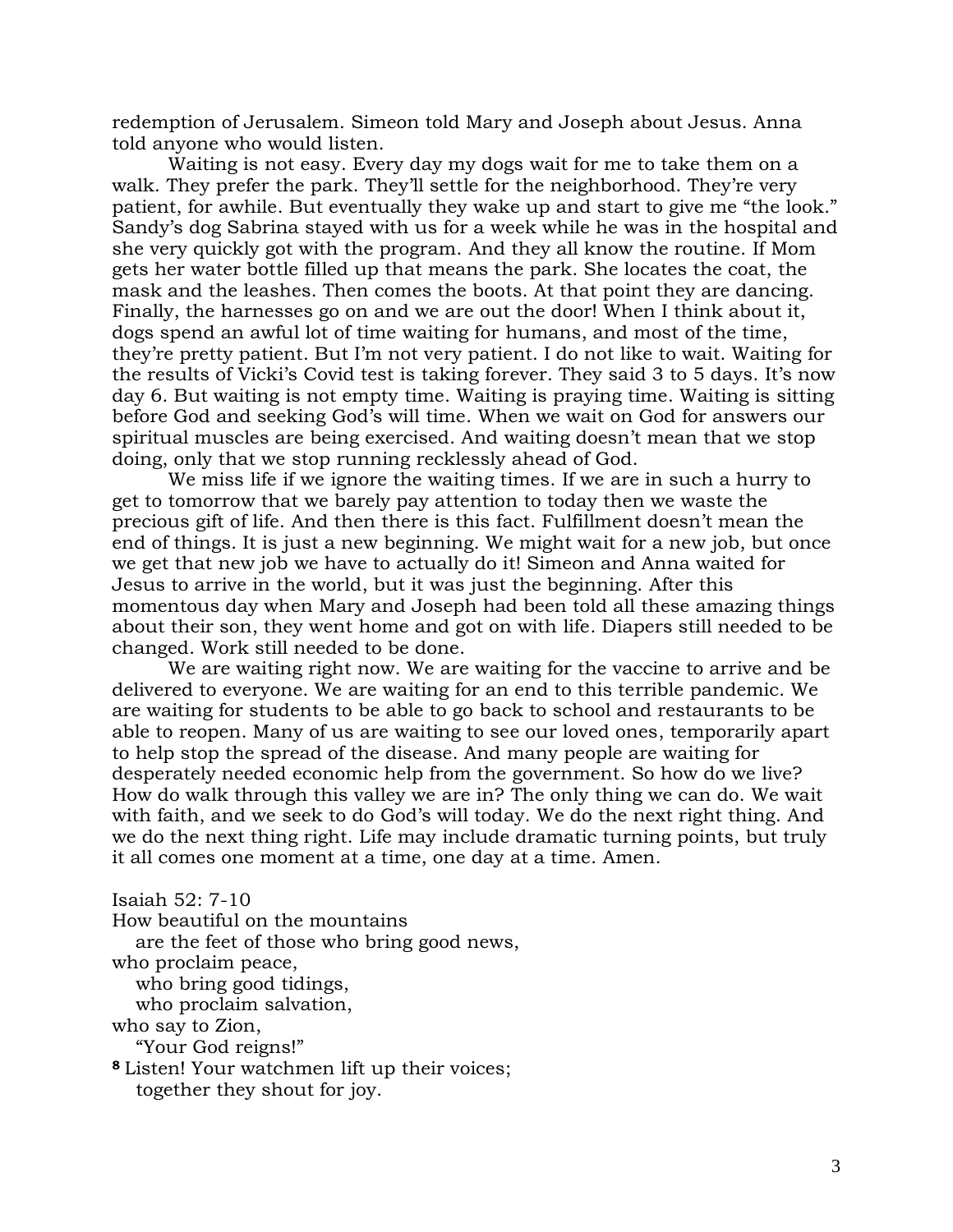redemption of Jerusalem. Simeon told Mary and Joseph about Jesus. Anna told anyone who would listen.

Waiting is not easy. Every day my dogs wait for me to take them on a walk. They prefer the park. They'll settle for the neighborhood. They're very patient, for awhile. But eventually they wake up and start to give me "the look." Sandy's dog Sabrina stayed with us for a week while he was in the hospital and she very quickly got with the program. And they all know the routine. If Mom gets her water bottle filled up that means the park. She locates the coat, the mask and the leashes. Then comes the boots. At that point they are dancing. Finally, the harnesses go on and we are out the door! When I think about it, dogs spend an awful lot of time waiting for humans, and most of the time, they're pretty patient. But I'm not very patient. I do not like to wait. Waiting for the results of Vicki's Covid test is taking forever. They said 3 to 5 days. It's now day 6. But waiting is not empty time. Waiting is praying time. Waiting is sitting before God and seeking God's will time. When we wait on God for answers our spiritual muscles are being exercised. And waiting doesn't mean that we stop doing, only that we stop running recklessly ahead of God.

We miss life if we ignore the waiting times. If we are in such a hurry to get to tomorrow that we barely pay attention to today then we waste the precious gift of life. And then there is this fact. Fulfillment doesn't mean the end of things. It is just a new beginning. We might wait for a new job, but once we get that new job we have to actually do it! Simeon and Anna waited for Jesus to arrive in the world, but it was just the beginning. After this momentous day when Mary and Joseph had been told all these amazing things about their son, they went home and got on with life. Diapers still needed to be changed. Work still needed to be done.

We are waiting right now. We are waiting for the vaccine to arrive and be delivered to everyone. We are waiting for an end to this terrible pandemic. We are waiting for students to be able to go back to school and restaurants to be able to reopen. Many of us are waiting to see our loved ones, temporarily apart to help stop the spread of the disease. And many people are waiting for desperately needed economic help from the government. So how do we live? How do walk through this valley we are in? The only thing we can do. We wait with faith, and we seek to do God's will today. We do the next right thing. And we do the next thing right. Life may include dramatic turning points, but truly it all comes one moment at a time, one day at a time. Amen.

Isaiah 52: 7-10
How beautiful on the mountains
   are the feet of those who bring good news,
who proclaim peace,
   who bring good tidings,
   who proclaim salvation,
who say to Zion,
   "Your God reigns!"
**8** Listen! Your watchmen lift up their voices;
   together they shout for joy.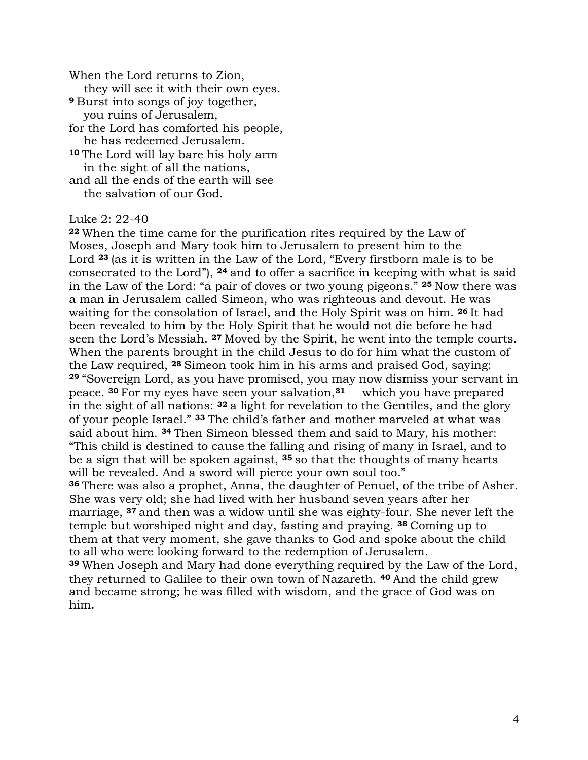When the Lord returns to Zion,  
  they will see it with their own eyes.  
**9** Burst into songs of joy together,  
  you ruins of Jerusalem,  
for the Lord has comforted his people,  
  he has redeemed Jerusalem.  
**10** The Lord will lay bare his holy arm  
  in the sight of all the nations,  
and all the ends of the earth will see  
  the salvation of our God.

Luke 2: 22-40

**22** When the time came for the purification rites required by the Law of Moses, Joseph and Mary took him to Jerusalem to present him to the Lord **23** (as it is written in the Law of the Lord, "Every firstborn male is to be consecrated to the Lord"), **24** and to offer a sacrifice in keeping with what is said in the Law of the Lord: "a pair of doves or two young pigeons." **25** Now there was a man in Jerusalem called Simeon, who was righteous and devout. He was waiting for the consolation of Israel, and the Holy Spirit was on him. **26** It had been revealed to him by the Holy Spirit that he would not die before he had seen the Lord's Messiah. **27** Moved by the Spirit, he went into the temple courts. When the parents brought in the child Jesus to do for him what the custom of the Law required, **28** Simeon took him in his arms and praised God, saying: **29** "Sovereign Lord, as you have promised, you may now dismiss your servant in peace. **30** For my eyes have seen your salvation, **31** which you have prepared in the sight of all nations: **32** a light for revelation to the Gentiles, and the glory of your people Israel." **33** The child's father and mother marveled at what was said about him. **34** Then Simeon blessed them and said to Mary, his mother: "This child is destined to cause the falling and rising of many in Israel, and to be a sign that will be spoken against, **35** so that the thoughts of many hearts will be revealed. And a sword will pierce your own soul too."

**36** There was also a prophet, Anna, the daughter of Penuel, of the tribe of Asher. She was very old; she had lived with her husband seven years after her marriage, **37** and then was a widow until she was eighty-four. She never left the temple but worshiped night and day, fasting and praying. **38** Coming up to them at that very moment, she gave thanks to God and spoke about the child to all who were looking forward to the redemption of Jerusalem.

**39** When Joseph and Mary had done everything required by the Law of the Lord, they returned to Galilee to their own town of Nazareth. **40** And the child grew and became strong; he was filled with wisdom, and the grace of God was on him.